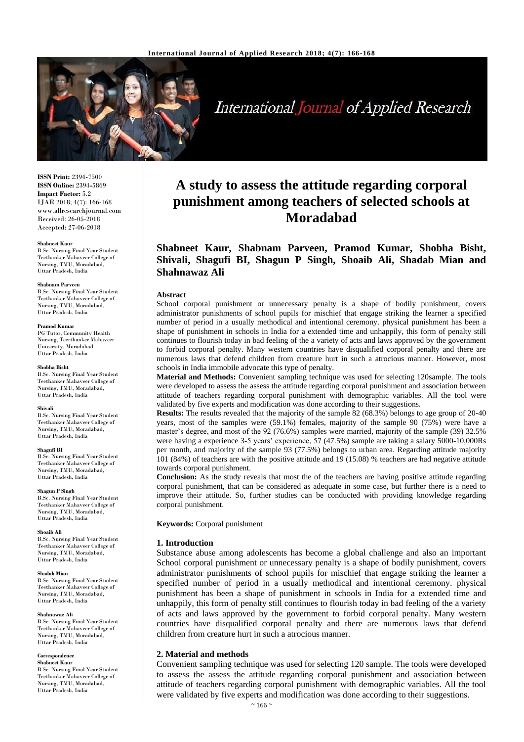**ISSN Print:** 2394-7500
**ISSN Online:** 2394-5869
**Impact Factor:** 5.2
IJAR 2018; 4(7): 166-168
www.allresearchjournal.com
Received: 26-05-2018
Accepted: 27-06-2018

**Shabneet Kaur**
B.Sc. Nursing Final Year Student Teethanker Mahaveer College of Nursing, TMU, Moradabad, Uttar Pradesh, India

**Shabnam Parveen**
B.Sc. Nursing Final Year Student Teethanker Mahaveer College of Nursing, TMU, Moradabad, Uttar Pradesh, India

**Pramod Kumar**
PG Tutor, Community Health Nursing, Teerthanker Mahaveer University, Moradabad. Uttar Pradesh, India

**Shobha Bisht**
B.Sc. Nursing Final Year Student Teethanker Mahaveer College of Nursing, TMU, Moradabad, Uttar Pradesh, India

**Shivali**
B.Sc. Nursing Final Year Student Teethanker Mahaveer College of Nursing, TMU, Moradabad, Uttar Pradesh, India

**Shagufi BI**
B.Sc. Nursing Final Year Student Teethanker Mahaveer College of Nursing, TMU, Moradabad, Uttar Pradesh, India

**Shagun P Singh**
B.Sc. Nursing Final Year Student Teethanker Mahaveer College of Nursing, TMU, Moradabad, Uttar Pradesh, India

**Shoaib Ali**
B.Sc. Nursing Final Year Student Teethanker Mahaveer College of Nursing, TMU, Moradabad, Uttar Pradesh, India

**Shadab Mian**
B.Sc. Nursing Final Year Student Teethanker Mahaveer College of Nursing, TMU, Moradabad, Uttar Pradesh, India

**Shahnawaz Ali**
B.Sc. Nursing Final Year Student Teethanker Mahaveer College of Nursing, TMU, Moradabad, Uttar Pradesh, India

**Correspondence**
**Shabneet Kaur**
B.Sc. Nursing Final Year Student Teethanker Mahaveer College of Nursing, TMU, Moradabad, Uttar Pradesh, India

# A study to assess the attitude regarding corporal punishment among teachers of selected schools at Moradabad

**Shabneet Kaur, Shabnam Parveen, Pramod Kumar, Shobha Bisht, Shivali, Shagufi BI, Shagun P Singh, Shoaib Ali, Shadab Mian and Shahnawaz Ali**

## Abstract

School corporal punishment or unnecessary penalty is a shape of bodily punishment, covers administrator punishments of school pupils for mischief that engage striking the learner a specified number of period in a usually methodical and intentional ceremony. physical punishment has been a shape of punishment in schools in India for a extended time and unhappily, this form of penalty still continues to flourish today in bad feeling of the a variety of acts and laws approved by the government to forbid corporal penalty. Many western countries have disqualified corporal penalty and there are numerous laws that defend children from creature hurt in such a atrocious manner. However, most schools in India immobile advocate this type of penalty.

**Material and Methods:** Convenient sampling technique was used for selecting 120sample. The tools were developed to assess the assess the attitude regarding corporal punishment and association between attitude of teachers regarding corporal punishment with demographic variables. All the tool were validated by five experts and modification was done according to their suggestions.

**Results:** The results revealed that the majority of the sample 82 (68.3%) belongs to age group of 20-40 years, most of the samples were (59.1%) females, majority of the sample 90 (75%) were have a master's degree, and most of the 92 (76.6%) samples were married, majority of the sample (39) 32.5% were having a experience 3-5 years' experience, 57 (47.5%) sample are taking a salary 5000-10,000Rs per month, and majority of the sample 93 (77.5%) belongs to urban area. Regarding attitude majority 101 (84%) of teachers are with the positive attitude and 19 (15.08) % teachers are had negative attitude towards corporal punishment.

**Conclusion:** As the study reveals that most the of the teachers are having positive attitude regarding corporal punishment, that can be considered as adequate in some case, but further there is a need to improve their attitude. So, further studies can be conducted with providing knowledge regarding corporal punishment.

**Keywords:** Corporal punishment

## 1. Introduction

Substance abuse among adolescents has become a global challenge and also an important School corporal punishment or unnecessary penalty is a shape of bodily punishment, covers administrator punishments of school pupils for mischief that engage striking the learner a specified number of period in a usually methodical and intentional ceremony. physical punishment has been a shape of punishment in schools in India for a extended time and unhappily, this form of penalty still continues to flourish today in bad feeling of the a variety of acts and laws approved by the government to forbid corporal penalty. Many western countries have disqualified corporal penalty and there are numerous laws that defend children from creature hurt in such a atrocious manner.

## 2. Material and methods

Convenient sampling technique was used for selecting 120 sample. The tools were developed to assess the assess the attitude regarding corporal punishment and association between attitude of teachers regarding corporal punishment with demographic variables. All the tool were validated by five experts and modification was done according to their suggestions.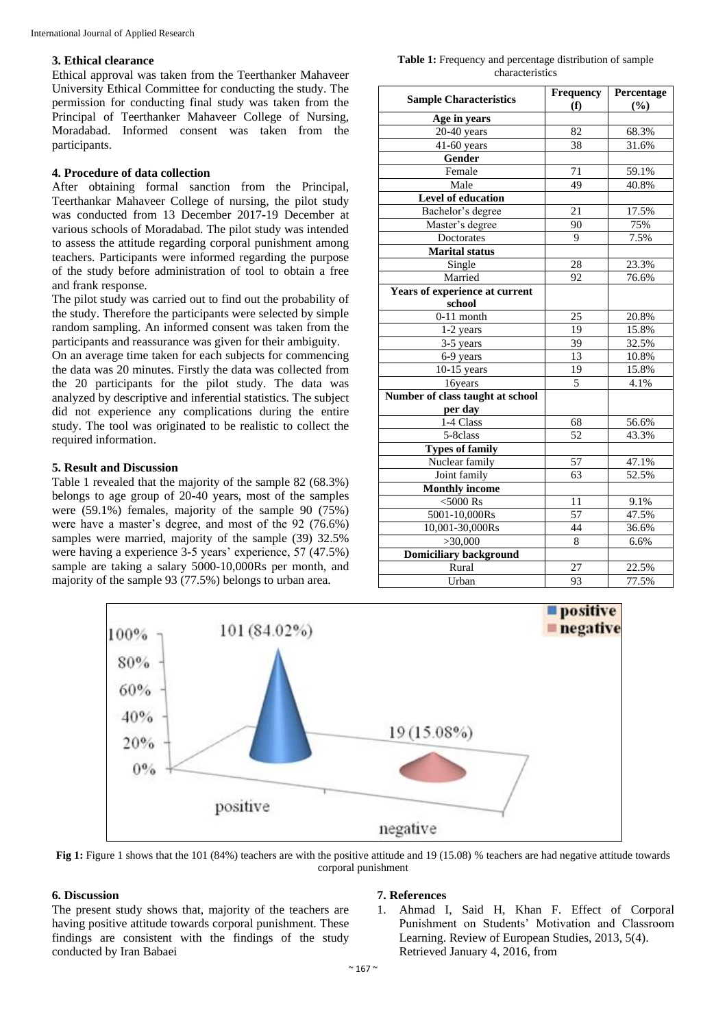### 3. Ethical clearance

Ethical approval was taken from the Teerthanker Mahaveer University Ethical Committee for conducting the study. The permission for conducting final study was taken from the Principal of Teerthanker Mahaveer College of Nursing, Moradabad. Informed consent was taken from the participants.

### 4. Procedure of data collection

After obtaining formal sanction from the Principal, Teerthankar Mahaveer College of nursing, the pilot study was conducted from 13 December 2017-19 December at various schools of Moradabad. The pilot study was intended to assess the attitude regarding corporal punishment among teachers. Participants were informed regarding the purpose of the study before administration of tool to obtain a free and frank response.

The pilot study was carried out to find out the probability of the study. Therefore the participants were selected by simple random sampling. An informed consent was taken from the participants and reassurance was given for their ambiguity.

On an average time taken for each subjects for commencing the data was 20 minutes. Firstly the data was collected from the 20 participants for the pilot study. The data was analyzed by descriptive and inferential statistics. The subject did not experience any complications during the entire study. The tool was originated to be realistic to collect the required information.

### 5. Result and Discussion

Table 1 revealed that the majority of the sample 82 (68.3%) belongs to age group of 20-40 years, most of the samples were (59.1%) females, majority of the sample 90 (75%) were have a master's degree, and most of the 92 (76.6%) samples were married, majority of the sample (39) 32.5% were having a experience 3-5 years' experience, 57 (47.5%) sample are taking a salary 5000-10,000Rs per month, and majority of the sample 93 (77.5%) belongs to urban area.

**Table 1:** Frequency and percentage distribution of sample characteristics

| Sample Characteristics | Frequency (f) | Percentage (%) |
|---|---|---|
| **Age in years** | | |
| 20-40 years | 82 | 68.3% |
| 41-60 years | 38 | 31.6% |
| **Gender** | | |
| Female | 71 | 59.1% |
| Male | 49 | 40.8% |
| **Level of education** | | |
| Bachelor's degree | 21 | 17.5% |
| Master's degree | 90 | 75% |
| Doctorates | 9 | 7.5% |
| **Marital status** | | |
| Single | 28 | 23.3% |
| Married | 92 | 76.6% |
| **Years of experience at current school** | | |
| 0-11 month | 25 | 20.8% |
| 1-2 years | 19 | 15.8% |
| 3-5 years | 39 | 32.5% |
| 6-9 years | 13 | 10.8% |
| 10-15 years | 19 | 15.8% |
| 16years | 5 | 4.1% |
| **Number of class taught at school per day** | | |
| 1-4 Class | 68 | 56.6% |
| 5-8class | 52 | 43.3% |
| **Types of family** | | |
| Nuclear family | 57 | 47.1% |
| Joint family | 63 | 52.5% |
| **Monthly income** | | |
| <5000 Rs | 11 | 9.1% |
| 5001-10,000Rs | 57 | 47.5% |
| 10,001-30,000Rs | 44 | 36.6% |
| >30,000 | 8 | 6.6% |
| **Domiciliary background** | | |
| Rural | 27 | 22.5% |
| Urban | 93 | 77.5% |

**Fig 1:** Figure 1 shows that the 101 (84%) teachers are with the positive attitude and 19 (15.08) % teachers are had negative attitude towards corporal punishment

### 6. Discussion

The present study shows that, majority of the teachers are having positive attitude towards corporal punishment. These findings are consistent with the findings of the study conducted by Iran Babaei

### 7. References

1. Ahmad I, Said H, Khan F. Effect of Corporal Punishment on Students' Motivation and Classroom Learning. Review of European Studies, 2013, 5(4). Retrieved January 4, 2016, from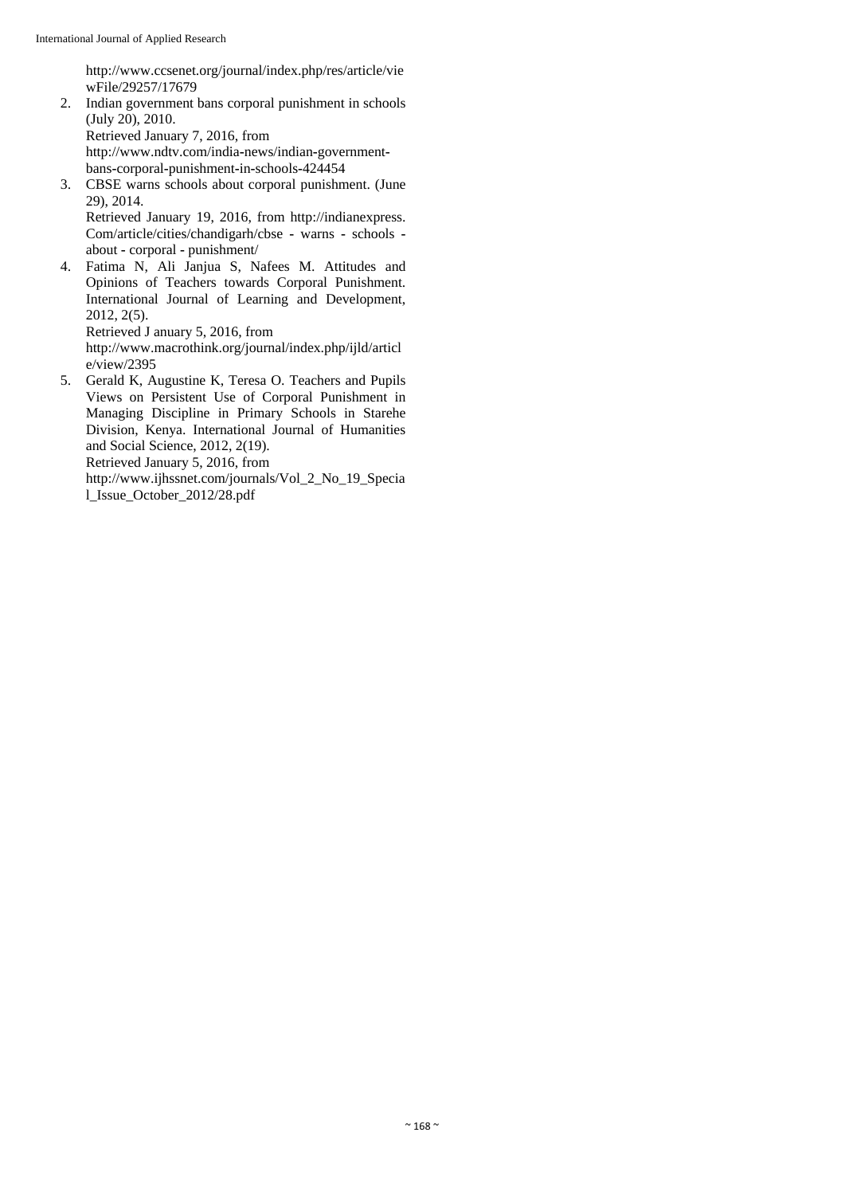http://www.ccsenet.org/journal/index.php/res/article/viewFile/29257/17679

2. Indian government bans corporal punishment in schools (July 20), 2010.
   Retrieved January 7, 2016, from
   http://www.ndtv.com/india-news/indian-government-bans-corporal-punishment-in-schools-424454
3. CBSE warns schools about corporal punishment. (June 29), 2014.
   Retrieved January 19, 2016, from http://indianexpress.Com/article/cities/chandigarh/cbse - warns - schools - about - corporal - punishment/
4. Fatima N, Ali Janjua S, Nafees M. Attitudes and Opinions of Teachers towards Corporal Punishment. International Journal of Learning and Development, 2012, 2(5).
   Retrieved J anuary 5, 2016, from
   http://www.macrothink.org/journal/index.php/ijld/article/view/2395
5. Gerald K, Augustine K, Teresa O. Teachers and Pupils Views on Persistent Use of Corporal Punishment in Managing Discipline in Primary Schools in Starehe Division, Kenya. International Journal of Humanities and Social Science, 2012, 2(19).
   Retrieved January 5, 2016, from
   http://www.ijhssnet.com/journals/Vol_2_No_19_Special_Issue_October_2012/28.pdf